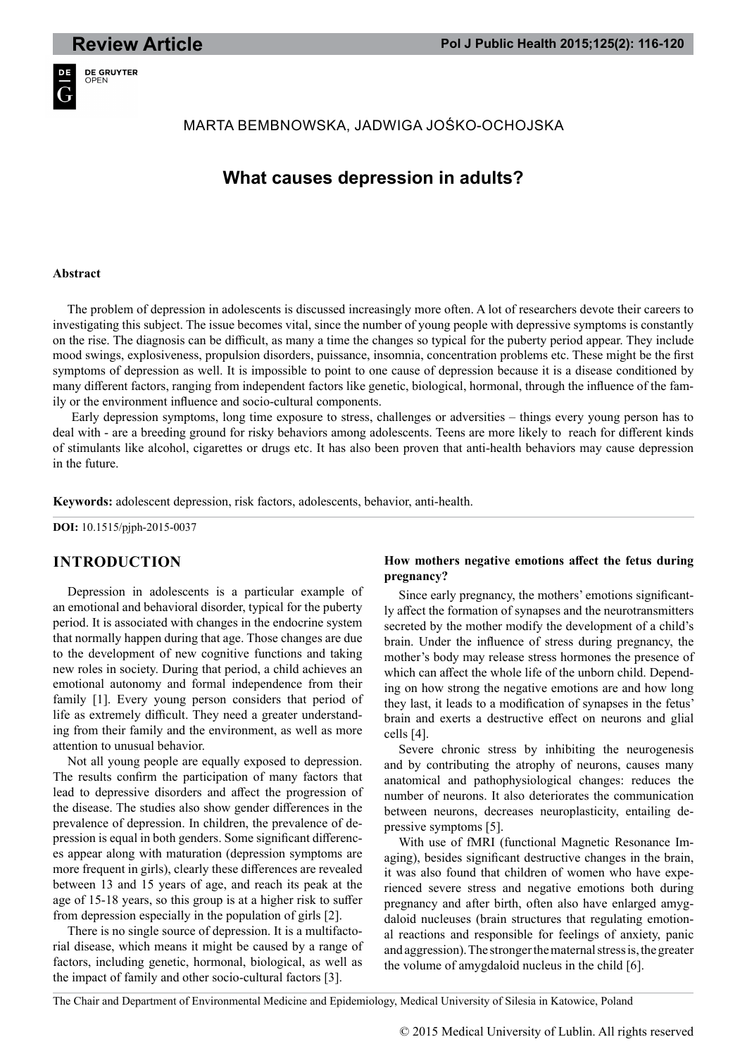Review Article

DE GRUYTER OPEN

MARTA BEMBNOWSKA, JADWIGA JOŚKO-OCHOJSKA

# What causes depression in adults?

### Abstract

The problem of depression in adolescents is discussed increasingly more often. A lot of researchers devote their careers to investigating this subject. The issue becomes vital, since the number of young people with depressive symptoms is constantly on the rise. The diagnosis can be difficult, as many a time the changes so typical for the puberty period appear. They include mood swings, explosiveness, propulsion disorders, puissance, insomnia, concentration problems etc. These might be the first symptoms of depression as well. It is impossible to point to one cause of depression because it is a disease conditioned by many different factors, ranging from independent factors like genetic, biological, hormonal, through the influence of the family or the environment influence and socio-cultural components.

Early depression symptoms, long time exposure to stress, challenges or adversities – things every young person has to deal with - are a breeding ground for risky behaviors among adolescents. Teens are more likely to reach for different kinds of stimulants like alcohol, cigarettes or drugs etc. It has also been proven that anti-health behaviors may cause depression in the future.

**Keywords:** adolescent depression, risk factors, adolescents, behavior, anti-health.

**DOI:** 10.1515/pjph-2015-0037

## INTRODUCTION

Depression in adolescents is a particular example of an emotional and behavioral disorder, typical for the puberty period. It is associated with changes in the endocrine system that normally happen during that age. Those changes are due to the development of new cognitive functions and taking new roles in society. During that period, a child achieves an emotional autonomy and formal independence from their family [1]. Every young person considers that period of life as extremely difficult. They need a greater understanding from their family and the environment, as well as more attention to unusual behavior.

Not all young people are equally exposed to depression. The results confirm the participation of many factors that lead to depressive disorders and affect the progression of the disease. The studies also show gender differences in the prevalence of depression. In children, the prevalence of depression is equal in both genders. Some significant differences appear along with maturation (depression symptoms are more frequent in girls), clearly these differences are revealed between 13 and 15 years of age, and reach its peak at the age of 15-18 years, so this group is at a higher risk to suffer from depression especially in the population of girls [2].

There is no single source of depression. It is a multifactorial disease, which means it might be caused by a range of factors, including genetic, hormonal, biological, as well as the impact of family and other socio-cultural factors [3].

**How mothers negative emotions affect the fetus during pregnancy?**

Since early pregnancy, the mothers' emotions significantly affect the formation of synapses and the neurotransmitters secreted by the mother modify the development of a child's brain. Under the influence of stress during pregnancy, the mother's body may release stress hormones the presence of which can affect the whole life of the unborn child. Depending on how strong the negative emotions are and how long they last, it leads to a modification of synapses in the fetus' brain and exerts a destructive effect on neurons and glial cells [4].

Severe chronic stress by inhibiting the neurogenesis and by contributing the atrophy of neurons, causes many anatomical and pathophysiological changes: reduces the number of neurons. It also deteriorates the communication between neurons, decreases neuroplasticity, entailing depressive symptoms [5].

With use of fMRI (functional Magnetic Resonance Imaging), besides significant destructive changes in the brain, it was also found that children of women who have experienced severe stress and negative emotions both during pregnancy and after birth, often also have enlarged amygdaloid nucleuses (brain structures that regulating emotional reactions and responsible for feelings of anxiety, panic and aggression). The stronger the maternal stress is, the greater the volume of amygdaloid nucleus in the child [6].

The Chair and Department of Environmental Medicine and Epidemiology, Medical University of Silesia in Katowice, Poland

© 2015 Medical University of Lublin. All rights reserved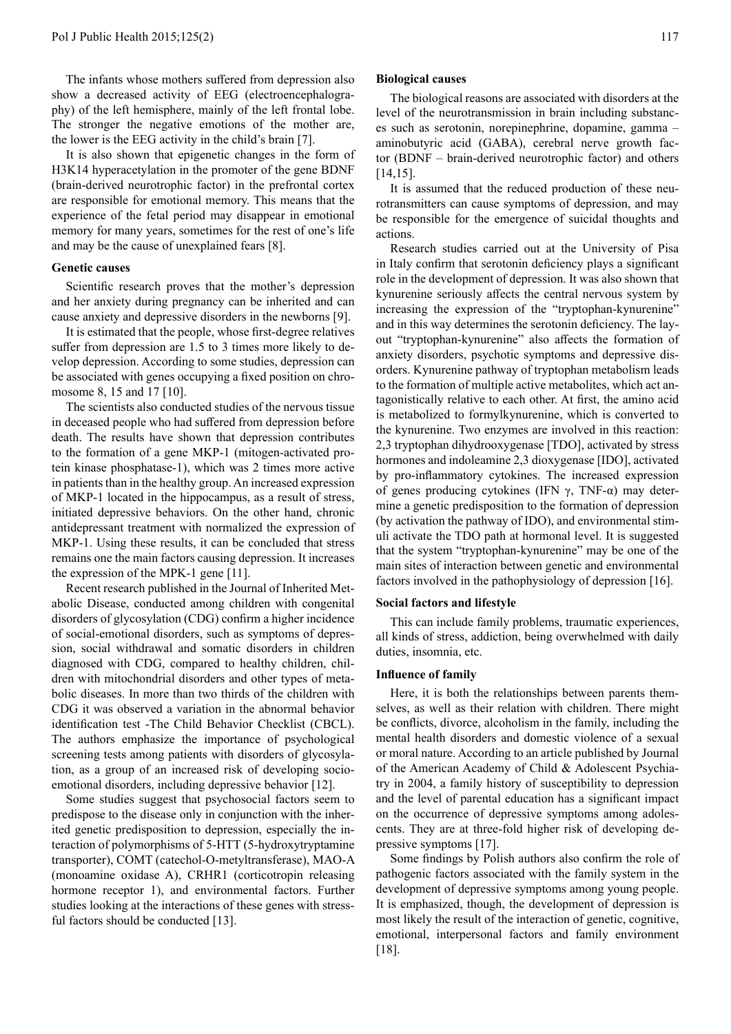The infants whose mothers suffered from depression also show a decreased activity of EEG (electroencephalography) of the left hemisphere, mainly of the left frontal lobe. The stronger the negative emotions of the mother are, the lower is the EEG activity in the child's brain [7].

It is also shown that epigenetic changes in the form of H3K14 hyperacetylation in the promoter of the gene BDNF (brain-derived neurotrophic factor) in the prefrontal cortex are responsible for emotional memory. This means that the experience of the fetal period may disappear in emotional memory for many years, sometimes for the rest of one's life and may be the cause of unexplained fears [8].

#### Genetic causes

Scientific research proves that the mother's depression and her anxiety during pregnancy can be inherited and can cause anxiety and depressive disorders in the newborns [9].

It is estimated that the people, whose first-degree relatives suffer from depression are 1.5 to 3 times more likely to develop depression. According to some studies, depression can be associated with genes occupying a fixed position on chromosome 8, 15 and 17 [10].

The scientists also conducted studies of the nervous tissue in deceased people who had suffered from depression before death. The results have shown that depression contributes to the formation of a gene MKP-1 (mitogen-activated protein kinase phosphatase-1), which was 2 times more active in patients than in the healthy group. An increased expression of MKP-1 located in the hippocampus, as a result of stress, initiated depressive behaviors. On the other hand, chronic antidepressant treatment with normalized the expression of MKP-1. Using these results, it can be concluded that stress remains one the main factors causing depression. It increases the expression of the MPK-1 gene [11].

Recent research published in the Journal of Inherited Metabolic Disease, conducted among children with congenital disorders of glycosylation (CDG) confirm a higher incidence of social-emotional disorders, such as symptoms of depression, social withdrawal and somatic disorders in children diagnosed with CDG, compared to healthy children, children with mitochondrial disorders and other types of metabolic diseases. In more than two thirds of the children with CDG it was observed a variation in the abnormal behavior identification test -The Child Behavior Checklist (CBCL). The authors emphasize the importance of psychological screening tests among patients with disorders of glycosylation, as a group of an increased risk of developing socio-emotional disorders, including depressive behavior [12].

Some studies suggest that psychosocial factors seem to predispose to the disease only in conjunction with the inherited genetic predisposition to depression, especially the interaction of polymorphisms of 5-HTT (5-hydroxytryptamine transporter), COMT (catechol-O-metyltransferase), MAO-A (monoamine oxidase A), CRHR1 (corticotropin releasing hormone receptor 1), and environmental factors. Further studies looking at the interactions of these genes with stressful factors should be conducted [13].

#### Biological causes

The biological reasons are associated with disorders at the level of the neurotransmission in brain including substances such as serotonin, norepinephrine, dopamine, gamma – aminobutyric acid (GABA), cerebral nerve growth factor (BDNF – brain-derived neurotrophic factor) and others [14,15].

It is assumed that the reduced production of these neurotransmitters can cause symptoms of depression, and may be responsible for the emergence of suicidal thoughts and actions.

Research studies carried out at the University of Pisa in Italy confirm that serotonin deficiency plays a significant role in the development of depression. It was also shown that kynurenine seriously affects the central nervous system by increasing the expression of the "tryptophan-kynurenine" and in this way determines the serotonin deficiency. The layout "tryptophan-kynurenine" also affects the formation of anxiety disorders, psychotic symptoms and depressive disorders. Kynurenine pathway of tryptophan metabolism leads to the formation of multiple active metabolites, which act antagonistically relative to each other. At first, the amino acid is metabolized to formylkynurenine, which is converted to the kynurenine. Two enzymes are involved in this reaction: 2,3 tryptophan dihydrooxygenase [TDO], activated by stress hormones and indoleamine 2,3 dioxygenase [IDO], activated by pro-inflammatory cytokines. The increased expression of genes producing cytokines (IFN $\gamma$, TNF-$\alpha$) may determine a genetic predisposition to the formation of depression (by activation the pathway of IDO), and environmental stimuli activate the TDO path at hormonal level. It is suggested that the system "tryptophan-kynurenine" may be one of the main sites of interaction between genetic and environmental factors involved in the pathophysiology of depression [16].

#### Social factors and lifestyle

This can include family problems, traumatic experiences, all kinds of stress, addiction, being overwhelmed with daily duties, insomnia, etc.

#### Influence of family

Here, it is both the relationships between parents themselves, as well as their relation with children. There might be conflicts, divorce, alcoholism in the family, including the mental health disorders and domestic violence of a sexual or moral nature. According to an article published by Journal of the American Academy of Child & Adolescent Psychiatry in 2004, a family history of susceptibility to depression and the level of parental education has a significant impact on the occurrence of depressive symptoms among adolescents. They are at three-fold higher risk of developing depressive symptoms [17].

Some findings by Polish authors also confirm the role of pathogenic factors associated with the family system in the development of depressive symptoms among young people. It is emphasized, though, the development of depression is most likely the result of the interaction of genetic, cognitive, emotional, interpersonal factors and family environment [18].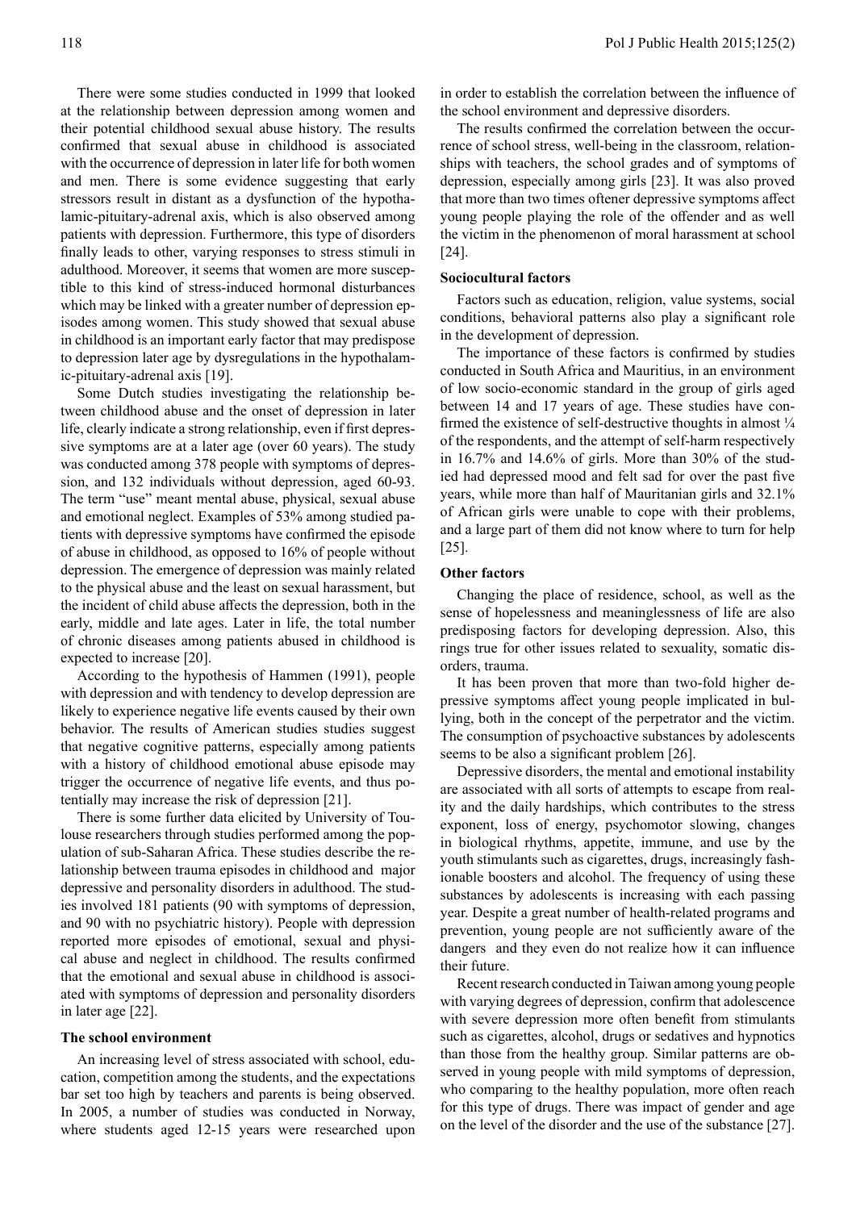There were some studies conducted in 1999 that looked at the relationship between depression among women and their potential childhood sexual abuse history. The results confirmed that sexual abuse in childhood is associated with the occurrence of depression in later life for both women and men. There is some evidence suggesting that early stressors result in distant as a dysfunction of the hypothalamic-pituitary-adrenal axis, which is also observed among patients with depression. Furthermore, this type of disorders finally leads to other, varying responses to stress stimuli in adulthood. Moreover, it seems that women are more susceptible to this kind of stress-induced hormonal disturbances which may be linked with a greater number of depression episodes among women. This study showed that sexual abuse in childhood is an important early factor that may predispose to depression later age by dysregulations in the hypothalamic-pituitary-adrenal axis [19].

Some Dutch studies investigating the relationship between childhood abuse and the onset of depression in later life, clearly indicate a strong relationship, even if first depressive symptoms are at a later age (over 60 years). The study was conducted among 378 people with symptoms of depression, and 132 individuals without depression, aged 60-93. The term "use" meant mental abuse, physical, sexual abuse and emotional neglect. Examples of 53% among studied patients with depressive symptoms have confirmed the episode of abuse in childhood, as opposed to 16% of people without depression. The emergence of depression was mainly related to the physical abuse and the least on sexual harassment, but the incident of child abuse affects the depression, both in the early, middle and late ages. Later in life, the total number of chronic diseases among patients abused in childhood is expected to increase [20].

According to the hypothesis of Hammen (1991), people with depression and with tendency to develop depression are likely to experience negative life events caused by their own behavior. The results of American studies suggest that negative cognitive patterns, especially among patients with a history of childhood emotional abuse episode may trigger the occurrence of negative life events, and thus potentially may increase the risk of depression [21].

There is some further data elicited by University of Toulouse researchers through studies performed among the population of sub-Saharan Africa. These studies describe the relationship between trauma episodes in childhood and major depressive and personality disorders in adulthood. The studies involved 181 patients (90 with symptoms of depression, and 90 with no psychiatric history). People with depression reported more episodes of emotional, sexual and physical abuse and neglect in childhood. The results confirmed that the emotional and sexual abuse in childhood is associated with symptoms of depression and personality disorders in later age [22].

#### The school environment

An increasing level of stress associated with school, education, competition among the students, and the expectations bar set too high by teachers and parents is being observed. In 2005, a number of studies was conducted in Norway, where students aged 12-15 years were researched upon in order to establish the correlation between the influence of the school environment and depressive disorders.

The results confirmed the correlation between the occurrence of school stress, well-being in the classroom, relationships with teachers, the school grades and of symptoms of depression, especially among girls [23]. It was also proved that more than two times oftener depressive symptoms affect young people playing the role of the offender and as well the victim in the phenomenon of moral harassment at school [24].

#### Sociocultural factors

Factors such as education, religion, value systems, social conditions, behavioral patterns also play a significant role in the development of depression.

The importance of these factors is confirmed by studies conducted in South Africa and Mauritius, in an environment of low socio-economic standard in the group of girls aged between 14 and 17 years of age. These studies have confirmed the existence of self-destructive thoughts in almost ¼ of the respondents, and the attempt of self-harm respectively in 16.7% and 14.6% of girls. More than 30% of the studied had depressed mood and felt sad for over the past five years, while more than half of Mauritanian girls and 32.1% of African girls were unable to cope with their problems, and a large part of them did not know where to turn for help [25].

#### Other factors

Changing the place of residence, school, as well as the sense of hopelessness and meaninglessness of life are also predisposing factors for developing depression. Also, this rings true for other issues related to sexuality, somatic disorders, trauma.

It has been proven that more than two-fold higher depressive symptoms affect young people implicated in bullying, both in the concept of the perpetrator and the victim. The consumption of psychoactive substances by adolescents seems to be also a significant problem [26].

Depressive disorders, the mental and emotional instability are associated with all sorts of attempts to escape from reality and the daily hardships, which contributes to the stress exponent, loss of energy, psychomotor slowing, changes in biological rhythms, appetite, immune, and use by the youth stimulants such as cigarettes, drugs, increasingly fashionable boosters and alcohol. The frequency of using these substances by adolescents is increasing with each passing year. Despite a great number of health-related programs and prevention, young people are not sufficiently aware of the dangers and they even do not realize how it can influence their future.

Recent research conducted in Taiwan among young people with varying degrees of depression, confirm that adolescence with severe depression more often benefit from stimulants such as cigarettes, alcohol, drugs or sedatives and hypnotics than those from the healthy group. Similar patterns are observed in young people with mild symptoms of depression, who comparing to the healthy population, more often reach for this type of drugs. There was impact of gender and age on the level of the disorder and the use of the substance [27].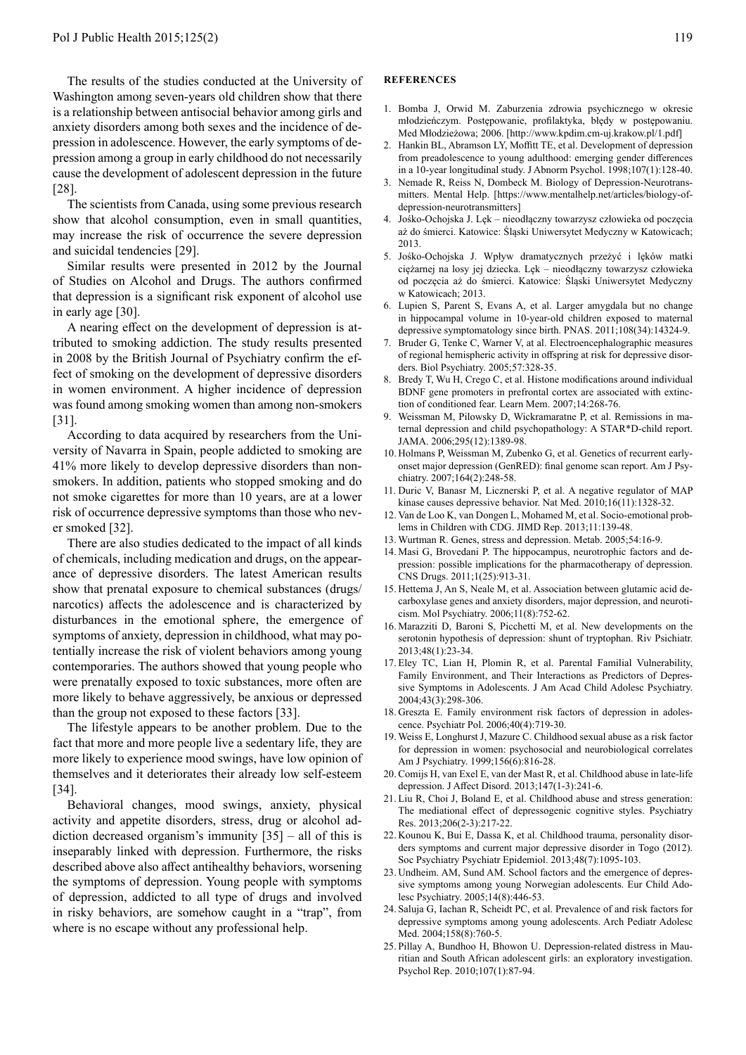The results of the studies conducted at the University of Washington among seven-years old children show that there is a relationship between antisocial behavior among girls and anxiety disorders among both sexes and the incidence of depression in adolescence. However, the early symptoms of depression among a group in early childhood do not necessarily cause the development of adolescent depression in the future [28].

The scientists from Canada, using some previous research show that alcohol consumption, even in small quantities, may increase the risk of occurrence the severe depression and suicidal tendencies [29].

Similar results were presented in 2012 by the Journal of Studies on Alcohol and Drugs. The authors confirmed that depression is a significant risk exponent of alcohol use in early age [30].

A nearing effect on the development of depression is attributed to smoking addiction. The study results presented in 2008 by the British Journal of Psychiatry confirm the effect of smoking on the development of depressive disorders in women environment. A higher incidence of depression was found among smoking women than among non-smokers [31].

According to data acquired by researchers from the University of Navarra in Spain, people addicted to smoking are 41% more likely to develop depressive disorders than non-smokers. In addition, patients who stopped smoking and do not smoke cigarettes for more than 10 years, are at a lower risk of occurrence depressive symptoms than those who never smoked [32].

There are also studies dedicated to the impact of all kinds of chemicals, including medication and drugs, on the appearance of depressive disorders. The latest American results show that prenatal exposure to chemical substances (drugs/narcotics) affects the adolescence and is characterized by disturbances in the emotional sphere, the emergence of symptoms of anxiety, depression in childhood, what may potentially increase the risk of violent behaviors among young contemporaries. The authors showed that young people who were prenatally exposed to toxic substances, more often are more likely to behave aggressively, be anxious or depressed than the group not exposed to these factors [33].

The lifestyle appears to be another problem. Due to the fact that more and more people live a sedentary life, they are more likely to experience mood swings, have low opinion of themselves and it deteriorates their already low self-esteem [34].

Behavioral changes, mood swings, anxiety, physical activity and appetite disorders, stress, drug or alcohol addiction decreased organism's immunity [35] – all of this is inseparably linked with depression. Furthermore, the risks described above also affect antihealthy behaviors, worsening the symptoms of depression. Young people with symptoms of depression, addicted to all type of drugs and involved in risky behaviors, are somehow caught in a "trap", from where is no escape without any professional help.

## REFERENCES

1. Bomba J, Orwid M. Zaburzenia zdrowia psychicznego w okresie młodzieńczym. Postępowanie, profilaktyka, błędy w postępowaniu. Med Młodzieżowa; 2006. [http://www.kpdim.cm-uj.krakow.pl/1.pdf]
2. Hankin BL, Abramson LY, Moffitt TE, et al. Development of depression from preadolescence to young adulthood: emerging gender differences in a 10-year longitudinal study. J Abnorm Psychol. 1998;107(1):128-40.
3. Nemade R, Reiss N, Dombeck M. Biology of Depression-Neurotransmitters. Mental Help. [https://www.mentalhelp.net/articles/biology-of-depression-neurotransmitters]
4. Jośko-Ochojska J. Lęk – nieodłączny towarzysz człowieka od poczęcia aż do śmierci. Katowice: Śląski Uniwersytet Medyczny w Katowicach; 2013.
5. Jośko-Ochojska J. Wpływ dramatycznych przeżyć i lęków matki ciężarnej na losy jej dziecka. Lęk – nieodłączny towarzysz człowieka od poczęcia aż do śmierci. Katowice: Śląski Uniwersytet Medyczny w Katowicach; 2013.
6. Lupien S, Parent S, Evans A, et al. Larger amygdala but no change in hippocampal volume in 10-year-old children exposed to maternal depressive symptomatology since birth. PNAS. 2011;108(34):14324-9.
7. Bruder G, Tenke C, Warner V, at al. Electroencephalographic measures of regional hemispheric activity in offspring at risk for depressive disorders. Biol Psychiatry. 2005;57:328-35.
8. Bredy T, Wu H, Crego C, et al. Histone modifications around individual BDNF gene promoters in prefrontal cortex are associated with extinction of conditioned fear. Learn Mem. 2007;14:268-76.
9. Weissman M, Pilowsky D, Wickramaratne P, et al. Remissions in maternal depression and child psychopathology: A STAR*D-child report. JAMA. 2006;295(12):1389-98.
10. Holmans P, Weissman M, Zubenko G, et al. Genetics of recurrent early-onset major depression (GenRED): final genome scan report. Am J Psychiatry. 2007;164(2):248-58.
11. Duric V, Banasr M, Licznerski P, et al. A negative regulator of MAP kinase causes depressive behavior. Nat Med. 2010;16(11):1328-32.
12. Van de Loo K, van Dongen L, Mohamed M, et al. Socio-emotional problems in Children with CDG. JIMD Rep. 2013;11:139-48.
13. Wurtman R. Genes, stress and depression. Metab. 2005;54:16-9.
14. Masi G, Brovedani P. The hippocampus, neurotrophic factors and depression: possible implications for the pharmacotherapy of depression. CNS Drugs. 2011;1(25):913-31.
15. Hettema J, An S, Neale M, et al. Association between glutamic acid decarboxylase genes and anxiety disorders, major depression, and neuroticism. Mol Psychiatry. 2006;11(8):752-62.
16. Marazziti D, Baroni S, Picchetti M, et al. New developments on the serotonin hypothesis of depression: shunt of tryptophan. Riv Psichiatr. 2013;48(1):23-34.
17. Eley TC, Lian H, Plomin R, et al. Parental Familial Vulnerability, Family Environment, and Their Interactions as Predictors of Depressive Symptoms in Adolescents. J Am Acad Child Adolesc Psychiatry. 2004;43(3):298-306.
18. Greszta E. Family environment risk factors of depression in adolescence. Psychiatr Pol. 2006;40(4):719-30.
19. Weiss E, Longhurst J, Mazure C. Childhood sexual abuse as a risk factor for depression in women: psychosocial and neurobiological correlates Am J Psychiatry. 1999;156(6):816-28.
20. Comijs H, van Exel E, van der Mast R, et al. Childhood abuse in late-life depression. J Affect Disord. 2013;147(1-3):241-6.
21. Liu R, Choi J, Boland E, et al. Childhood abuse and stress generation: The mediational effect of depressogenic cognitive styles. Psychiatry Res. 2013;206(2-3):217-22.
22. Kounou K, Bui E, Dassa K, et al. Childhood trauma, personality disorders symptoms and current major depressive disorder in Togo (2012). Soc Psychiatry Psychiatr Epidemiol. 2013;48(7):1095-103.
23. Undheim. AM, Sund AM. School factors and the emergence of depressive symptoms among young Norwegian adolescents. Eur Child Adolesc Psychiatry. 2005;14(8):446-53.
24. Saluja G, Iachan R, Scheidt PC, et al. Prevalence of and risk factors for depressive symptoms among young adolescents. Arch Pediatr Adolesc Med. 2004;158(8):760-5.
25. Pillay A, Bundhoo H, Bhowon U. Depression-related distress in Mauritian and South African adolescent girls: an exploratory investigation. Psychol Rep. 2010;107(1):87-94.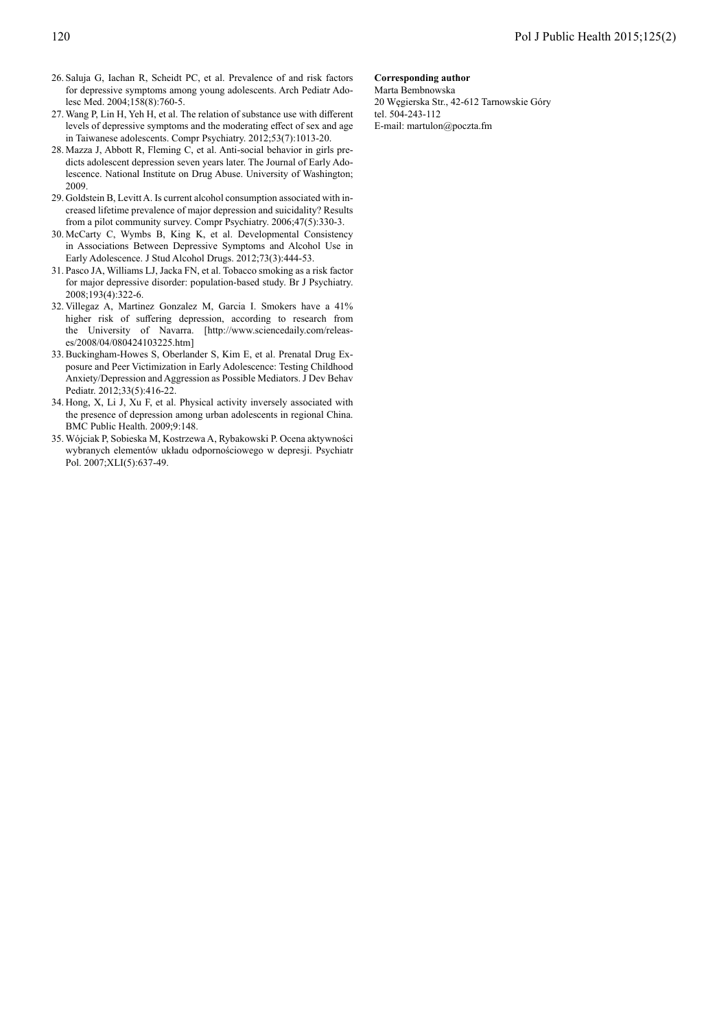26. Saluja G, Iachan R, Scheidt PC, et al. Prevalence of and risk factors for depressive symptoms among young adolescents. Arch Pediatr Adolesc Med. 2004;158(8):760-5.
27. Wang P, Lin H, Yeh H, et al. The relation of substance use with different levels of depressive symptoms and the moderating effect of sex and age in Taiwanese adolescents. Compr Psychiatry. 2012;53(7):1013-20.
28. Mazza J, Abbott R, Fleming C, et al. Anti-social behavior in girls predicts adolescent depression seven years later. The Journal of Early Adolescence. National Institute on Drug Abuse. University of Washington; 2009.
29. Goldstein B, Levitt A. Is current alcohol consumption associated with increased lifetime prevalence of major depression and suicidality? Results from a pilot community survey. Compr Psychiatry. 2006;47(5):330-3.
30. McCarty C, Wymbs B, King K, et al. Developmental Consistency in Associations Between Depressive Symptoms and Alcohol Use in Early Adolescence. J Stud Alcohol Drugs. 2012;73(3):444-53.
31. Pasco JA, Williams LJ, Jacka FN, et al. Tobacco smoking as a risk factor for major depressive disorder: population-based study. Br J Psychiatry. 2008;193(4):322-6.
32. Villegaz A, Martinez Gonzalez M, Garcia I. Smokers have a 41% higher risk of suffering depression, according to research from the University of Navarra. [http://www.sciencedaily.com/releases/2008/04/080424103225.htm]
33. Buckingham-Howes S, Oberlander S, Kim E, et al. Prenatal Drug Exposure and Peer Victimization in Early Adolescence: Testing Childhood Anxiety/Depression and Aggression as Possible Mediators. J Dev Behav Pediatr. 2012;33(5):416-22.
34. Hong, X, Li J, Xu F, et al. Physical activity inversely associated with the presence of depression among urban adolescents in regional China. BMC Public Health. 2009;9:148.
35. Wójciak P, Sobieska M, Kostrzewa A, Rybakowski P. Ocena aktywności wybranych elementów układu odpornościowego w depresji. Psychiatr Pol. 2007;XLI(5):637-49.

**Corresponding author**

Marta Bembnowska
20 Węgierska Str., 42-612 Tarnowskie Góry
tel. 504-243-112
E-mail: martulon@poczta.fm